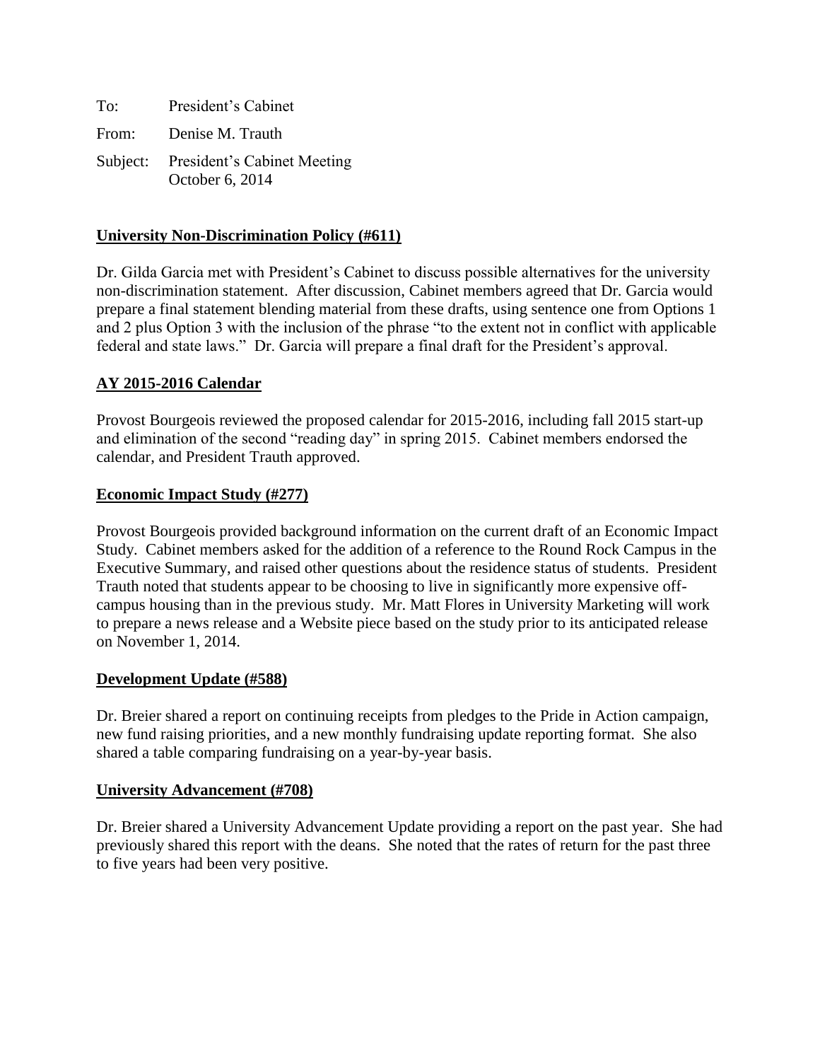To: President's Cabinet

From: Denise M. Trauth

Subject: President's Cabinet Meeting
October 6, 2014

## University Non-Discrimination Policy (#611)

Dr. Gilda Garcia met with President's Cabinet to discuss possible alternatives for the university non-discrimination statement. After discussion, Cabinet members agreed that Dr. Garcia would prepare a final statement blending material from these drafts, using sentence one from Options 1 and 2 plus Option 3 with the inclusion of the phrase "to the extent not in conflict with applicable federal and state laws." Dr. Garcia will prepare a final draft for the President's approval.

## AY 2015-2016 Calendar

Provost Bourgeois reviewed the proposed calendar for 2015-2016, including fall 2015 start-up and elimination of the second "reading day" in spring 2015. Cabinet members endorsed the calendar, and President Trauth approved.

## Economic Impact Study (#277)

Provost Bourgeois provided background information on the current draft of an Economic Impact Study. Cabinet members asked for the addition of a reference to the Round Rock Campus in the Executive Summary, and raised other questions about the residence status of students. President Trauth noted that students appear to be choosing to live in significantly more expensive off-campus housing than in the previous study. Mr. Matt Flores in University Marketing will work to prepare a news release and a Website piece based on the study prior to its anticipated release on November 1, 2014.

## Development Update (#588)

Dr. Breier shared a report on continuing receipts from pledges to the Pride in Action campaign, new fund raising priorities, and a new monthly fundraising update reporting format. She also shared a table comparing fundraising on a year-by-year basis.

## University Advancement (#708)

Dr. Breier shared a University Advancement Update providing a report on the past year. She had previously shared this report with the deans. She noted that the rates of return for the past three to five years had been very positive.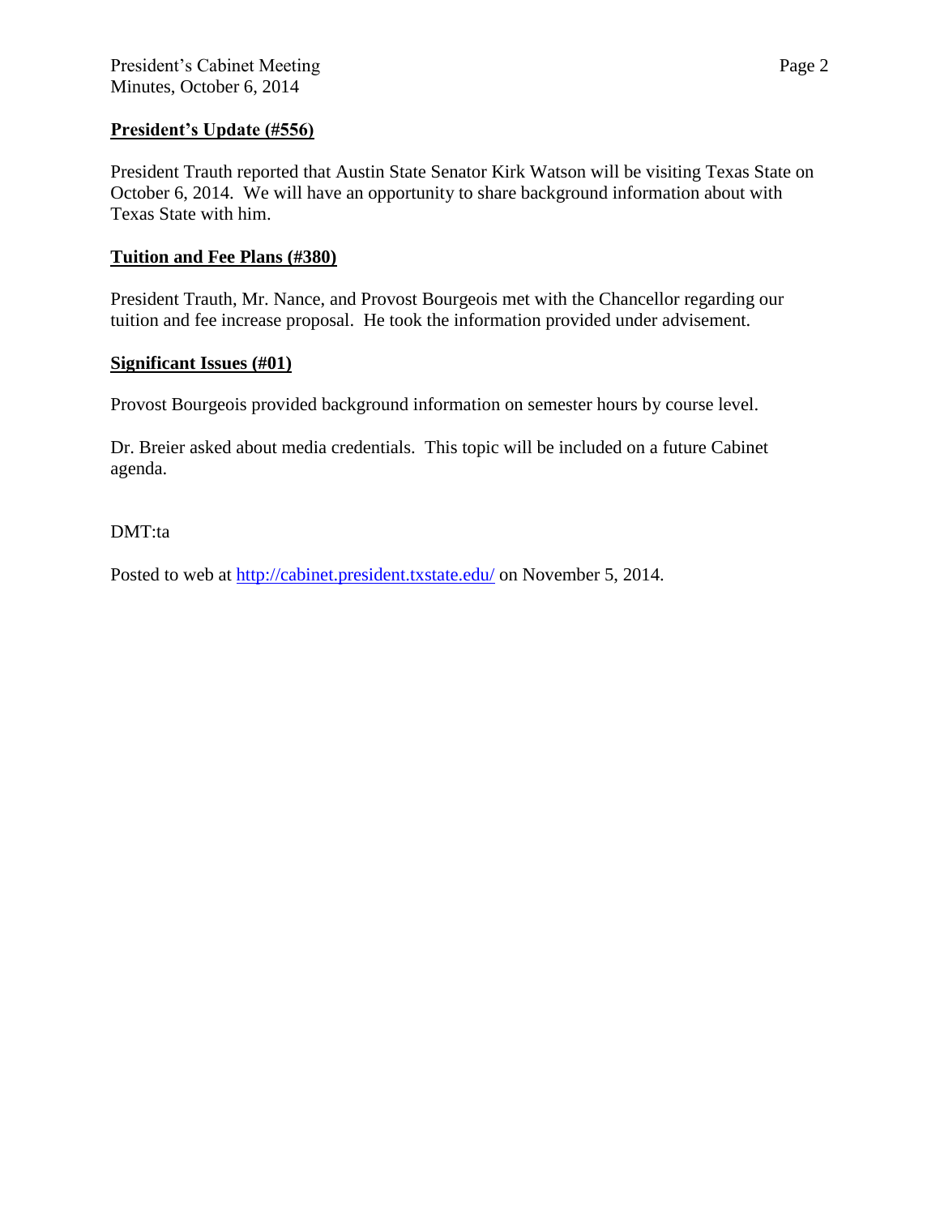**President's Update (#556)**

President Trauth reported that Austin State Senator Kirk Watson will be visiting Texas State on October 6, 2014. We will have an opportunity to share background information about with Texas State with him.

**Tuition and Fee Plans (#380)**

President Trauth, Mr. Nance, and Provost Bourgeois met with the Chancellor regarding our tuition and fee increase proposal. He took the information provided under advisement.

**Significant Issues (#01)**

Provost Bourgeois provided background information on semester hours by course level.

Dr. Breier asked about media credentials. This topic will be included on a future Cabinet agenda.

DMT:ta

Posted to web at http://cabinet.president.txstate.edu/ on November 5, 2014.